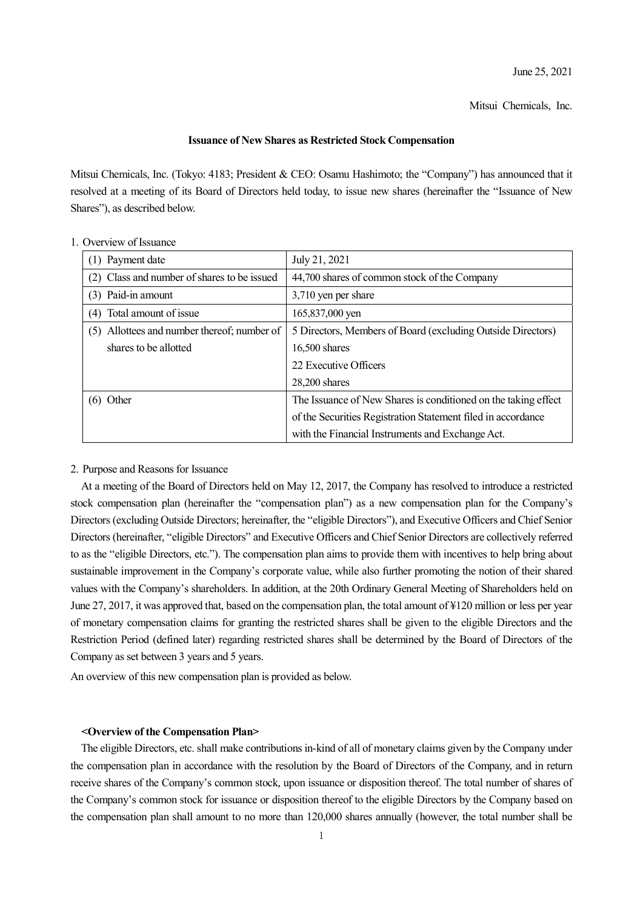June 25, 2021

Mitsui Chemicals, Inc.

**Issuance of New Shares as Restricted Stock Compensation**

Mitsui Chemicals, Inc. (Tokyo: 4183; President & CEO: Osamu Hashimoto; the "Company") has announced that it resolved at a meeting of its Board of Directors held today, to issue new shares (hereinafter the "Issuance of New Shares"), as described below.

1. Overview of Issuance

| | |
|---|---|
| (1) Payment date | July 21, 2021 |
| (2) Class and number of shares to be issued | 44,700 shares of common stock of the Company |
| (3) Paid-in amount | 3,710 yen per share |
| (4) Total amount of issue | 165,837,000 yen |
| (5) Allottees and number thereof; number of shares to be allotted | 5 Directors, Members of Board (excluding Outside Directors) 16,500 shares<br>22 Executive Officers 28,200 shares |
| (6) Other | The Issuance of New Shares is conditioned on the taking effect of the Securities Registration Statement filed in accordance with the Financial Instruments and Exchange Act. |

2. Purpose and Reasons for Issuance

At a meeting of the Board of Directors held on May 12, 2017, the Company has resolved to introduce a restricted stock compensation plan (hereinafter the "compensation plan") as a new compensation plan for the Company's Directors (excluding Outside Directors; hereinafter, the "eligible Directors"), and Executive Officers and Chief Senior Directors (hereinafter, "eligible Directors" and Executive Officers and Chief Senior Directors are collectively referred to as the "eligible Directors, etc."). The compensation plan aims to provide them with incentives to help bring about sustainable improvement in the Company's corporate value, while also further promoting the notion of their shared values with the Company's shareholders. In addition, at the 20th Ordinary General Meeting of Shareholders held on June 27, 2017, it was approved that, based on the compensation plan, the total amount of ¥120 million or less per year of monetary compensation claims for granting the restricted shares shall be given to the eligible Directors and the Restriction Period (defined later) regarding restricted shares shall be determined by the Board of Directors of the Company as set between 3 years and 5 years.

An overview of this new compensation plan is provided as below.

**<Overview of the Compensation Plan>**

The eligible Directors, etc. shall make contributions in-kind of all of monetary claims given by the Company under the compensation plan in accordance with the resolution by the Board of Directors of the Company, and in return receive shares of the Company's common stock, upon issuance or disposition thereof. The total number of shares of the Company's common stock for issuance or disposition thereof to the eligible Directors by the Company based on the compensation plan shall amount to no more than 120,000 shares annually (however, the total number shall be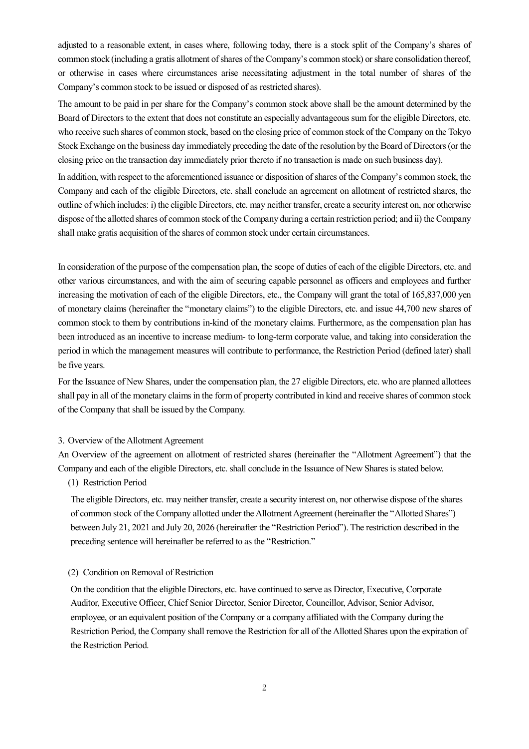adjusted to a reasonable extent, in cases where, following today, there is a stock split of the Company's shares of common stock (including a gratis allotment of shares of the Company's common stock) or share consolidation thereof, or otherwise in cases where circumstances arise necessitating adjustment in the total number of shares of the Company's common stock to be issued or disposed of as restricted shares).

The amount to be paid in per share for the Company's common stock above shall be the amount determined by the Board of Directors to the extent that does not constitute an especially advantageous sum for the eligible Directors, etc. who receive such shares of common stock, based on the closing price of common stock of the Company on the Tokyo Stock Exchange on the business day immediately preceding the date of the resolution by the Board of Directors (or the closing price on the transaction day immediately prior thereto if no transaction is made on such business day).

In addition, with respect to the aforementioned issuance or disposition of shares of the Company's common stock, the Company and each of the eligible Directors, etc. shall conclude an agreement on allotment of restricted shares, the outline of which includes: i) the eligible Directors, etc. may neither transfer, create a security interest on, nor otherwise dispose of the allotted shares of common stock of the Company during a certain restriction period; and ii) the Company shall make gratis acquisition of the shares of common stock under certain circumstances.

In consideration of the purpose of the compensation plan, the scope of duties of each of the eligible Directors, etc. and other various circumstances, and with the aim of securing capable personnel as officers and employees and further increasing the motivation of each of the eligible Directors, etc., the Company will grant the total of 165,837,000 yen of monetary claims (hereinafter the "monetary claims") to the eligible Directors, etc. and issue 44,700 new shares of common stock to them by contributions in-kind of the monetary claims. Furthermore, as the compensation plan has been introduced as an incentive to increase medium- to long-term corporate value, and taking into consideration the period in which the management measures will contribute to performance, the Restriction Period (defined later) shall be five years.

For the Issuance of New Shares, under the compensation plan, the 27 eligible Directors, etc. who are planned allottees shall pay in all of the monetary claims in the form of property contributed in kind and receive shares of common stock of the Company that shall be issued by the Company.

## 3. Overview of the Allotment Agreement

An Overview of the agreement on allotment of restricted shares (hereinafter the "Allotment Agreement") that the Company and each of the eligible Directors, etc. shall conclude in the Issuance of New Shares is stated below.

### (1) Restriction Period

The eligible Directors, etc. may neither transfer, create a security interest on, nor otherwise dispose of the shares of common stock of the Company allotted under the Allotment Agreement (hereinafter the "Allotted Shares") between July 21, 2021 and July 20, 2026 (hereinafter the "Restriction Period"). The restriction described in the preceding sentence will hereinafter be referred to as the "Restriction."

### (2) Condition on Removal of Restriction

On the condition that the eligible Directors, etc. have continued to serve as Director, Executive, Corporate Auditor, Executive Officer, Chief Senior Director, Senior Director, Councillor, Advisor, Senior Advisor, employee, or an equivalent position of the Company or a company affiliated with the Company during the Restriction Period, the Company shall remove the Restriction for all of the Allotted Shares upon the expiration of the Restriction Period.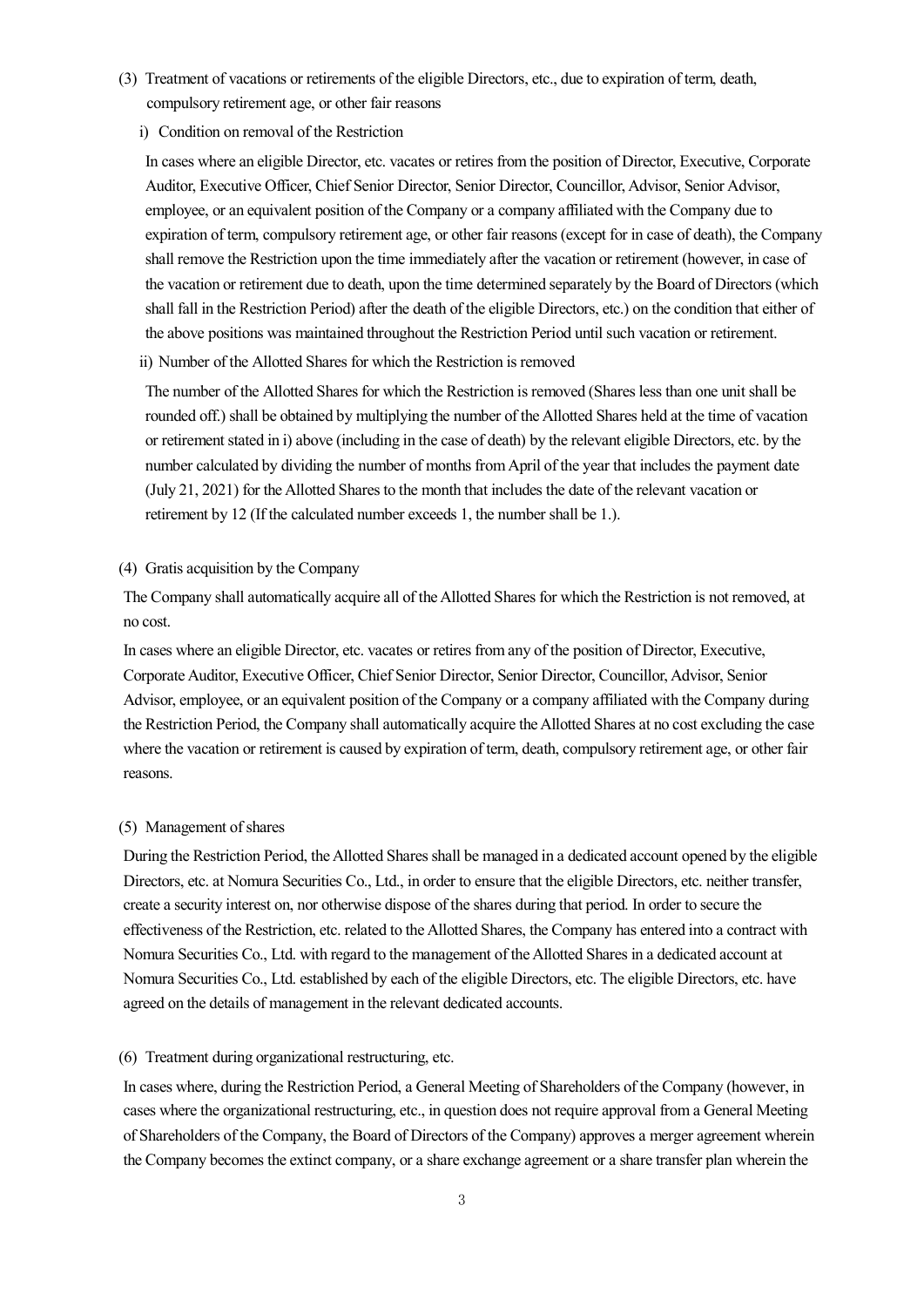(3) Treatment of vacations or retirements of the eligible Directors, etc., due to expiration of term, death, compulsory retirement age, or other fair reasons

i) Condition on removal of the Restriction

In cases where an eligible Director, etc. vacates or retires from the position of Director, Executive, Corporate Auditor, Executive Officer, Chief Senior Director, Senior Director, Councillor, Advisor, Senior Advisor, employee, or an equivalent position of the Company or a company affiliated with the Company due to expiration of term, compulsory retirement age, or other fair reasons (except for in case of death), the Company shall remove the Restriction upon the time immediately after the vacation or retirement (however, in case of the vacation or retirement due to death, upon the time determined separately by the Board of Directors (which shall fall in the Restriction Period) after the death of the eligible Directors, etc.) on the condition that either of the above positions was maintained throughout the Restriction Period until such vacation or retirement.

ii) Number of the Allotted Shares for which the Restriction is removed

The number of the Allotted Shares for which the Restriction is removed (Shares less than one unit shall be rounded off.) shall be obtained by multiplying the number of the Allotted Shares held at the time of vacation or retirement stated in i) above (including in the case of death) by the relevant eligible Directors, etc. by the number calculated by dividing the number of months from April of the year that includes the payment date (July 21, 2021) for the Allotted Shares to the month that includes the date of the relevant vacation or retirement by 12 (If the calculated number exceeds 1, the number shall be 1.).

(4) Gratis acquisition by the Company

The Company shall automatically acquire all of the Allotted Shares for which the Restriction is not removed, at no cost.

In cases where an eligible Director, etc. vacates or retires from any of the position of Director, Executive, Corporate Auditor, Executive Officer, Chief Senior Director, Senior Director, Councillor, Advisor, Senior Advisor, employee, or an equivalent position of the Company or a company affiliated with the Company during the Restriction Period, the Company shall automatically acquire the Allotted Shares at no cost excluding the case where the vacation or retirement is caused by expiration of term, death, compulsory retirement age, or other fair reasons.

(5) Management of shares

During the Restriction Period, the Allotted Shares shall be managed in a dedicated account opened by the eligible Directors, etc. at Nomura Securities Co., Ltd., in order to ensure that the eligible Directors, etc. neither transfer, create a security interest on, nor otherwise dispose of the shares during that period. In order to secure the effectiveness of the Restriction, etc. related to the Allotted Shares, the Company has entered into a contract with Nomura Securities Co., Ltd. with regard to the management of the Allotted Shares in a dedicated account at Nomura Securities Co., Ltd. established by each of the eligible Directors, etc. The eligible Directors, etc. have agreed on the details of management in the relevant dedicated accounts.

(6) Treatment during organizational restructuring, etc.

In cases where, during the Restriction Period, a General Meeting of Shareholders of the Company (however, in cases where the organizational restructuring, etc., in question does not require approval from a General Meeting of Shareholders of the Company, the Board of Directors of the Company) approves a merger agreement wherein the Company becomes the extinct company, or a share exchange agreement or a share transfer plan wherein the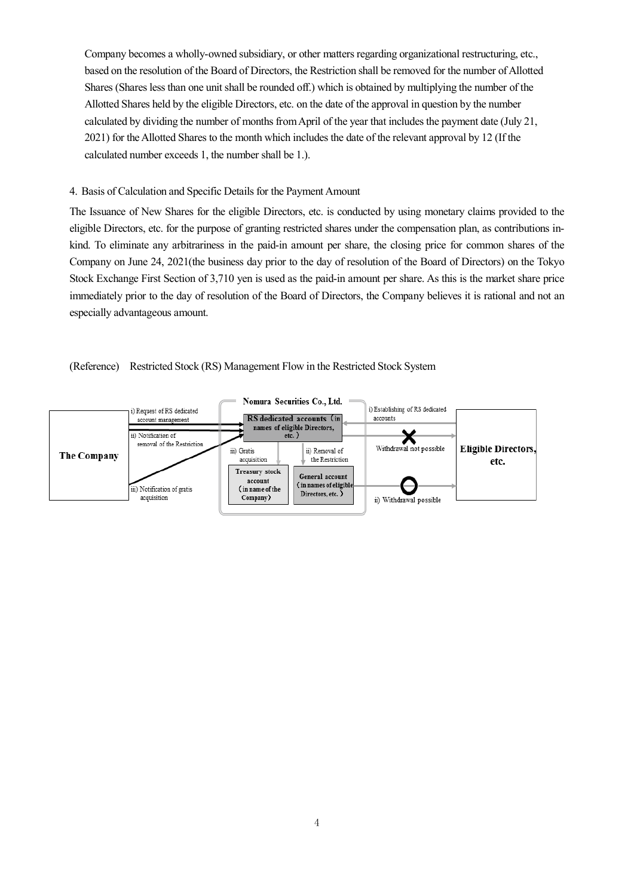Company becomes a wholly-owned subsidiary, or other matters regarding organizational restructuring, etc., based on the resolution of the Board of Directors, the Restriction shall be removed for the number of Allotted Shares (Shares less than one unit shall be rounded off.) which is obtained by multiplying the number of the Allotted Shares held by the eligible Directors, etc. on the date of the approval in question by the number calculated by dividing the number of months from April of the year that includes the payment date (July 21, 2021) for the Allotted Shares to the month which includes the date of the relevant approval by 12 (If the calculated number exceeds 1, the number shall be 1.).

4. Basis of Calculation and Specific Details for the Payment Amount

The Issuance of New Shares for the eligible Directors, etc. is conducted by using monetary claims provided to the eligible Directors, etc. for the purpose of granting restricted shares under the compensation plan, as contributions in-kind. To eliminate any arbitrariness in the paid-in amount per share, the closing price for common shares of the Company on June 24, 2021(the business day prior to the day of resolution of the Board of Directors) on the Tokyo Stock Exchange First Section of 3,710 yen is used as the paid-in amount per share. As this is the market share price immediately prior to the day of resolution of the Board of Directors, the Company believes it is rational and not an especially advantageous amount.

(Reference) Restricted Stock (RS) Management Flow in the Restricted Stock System

The Company

i) Request of RS dedicated account management

ii) Notification of removal of the Restriction

iii) Notification of gratis acquisition

Nomura Securities Co., Ltd.

RS dedicated accounts (in names of eligible Directors, etc.)

iii) Gratis acquisition

ii) Removal of the Restriction

Treasury stock account (in name of the Company)

General account (in names of eligible Directors, etc.)

i) Establishing of RS dedicated accounts

Withdrawal not possible

ii) Withdrawal possible

Eligible Directors, etc.